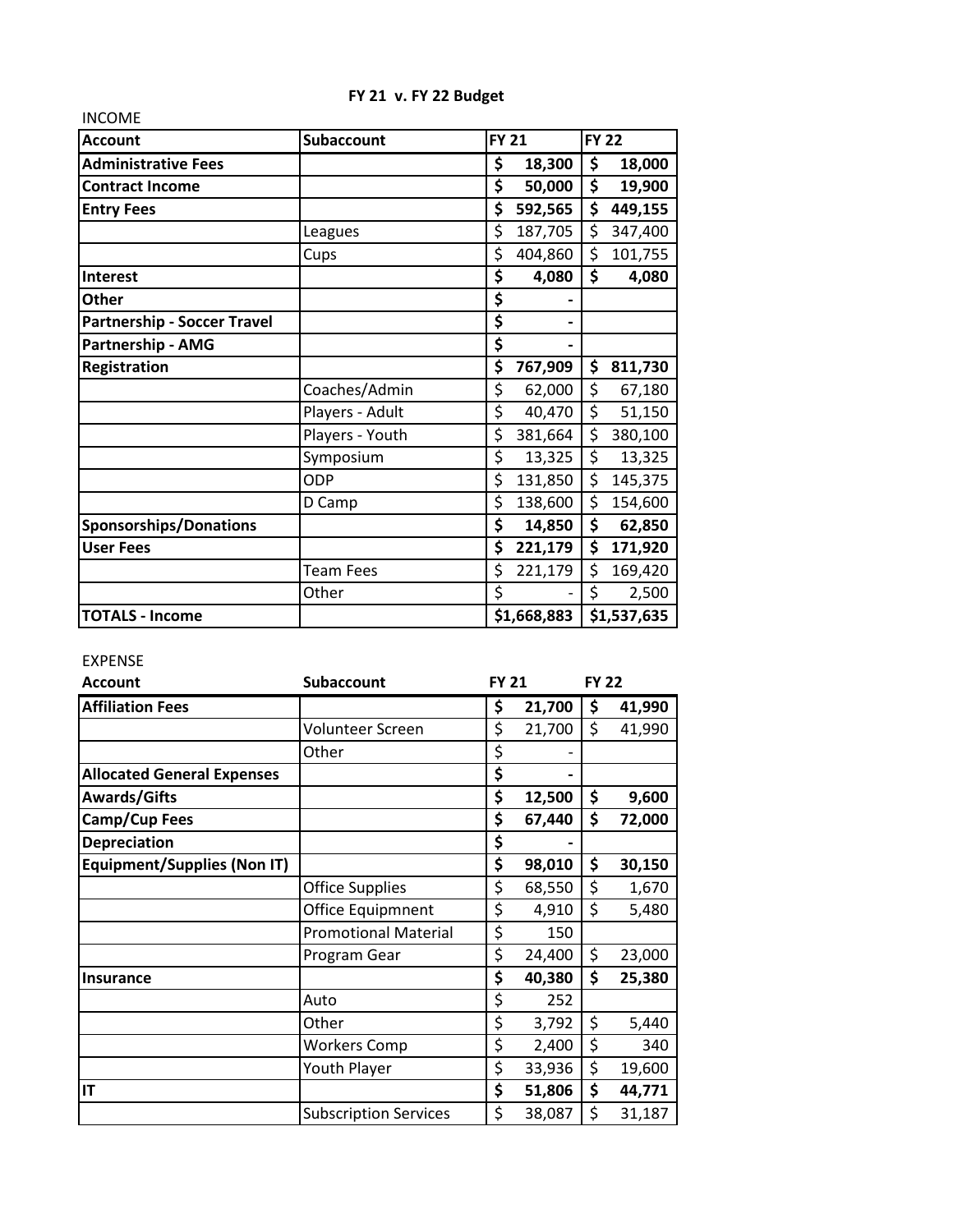# FY 21 v. FY 22 Budget

INCOME

| Account | Subaccount | FY 21 | FY 22 |
|---|---|---|---|
| **Administrative Fees** | | **$ 18,300** | **$ 18,000** |
| **Contract Income** | | **$ 50,000** | **$ 19,900** |
| **Entry Fees** | | **$ 592,565** | **$ 449,155** |
| | Leagues | $ 187,705 | $ 347,400 |
| | Cups | $ 404,860 | $ 101,755 |
| **Interest** | | **$ 4,080** | **$ 4,080** |
| **Other** | | **$ -** | |
| **Partnership - Soccer Travel** | | **$ -** | |
| **Partnership - AMG** | | **$ -** | |
| **Registration** | | **$ 767,909** | **$ 811,730** |
| | Coaches/Admin | $ 62,000 | $ 67,180 |
| | Players - Adult | $ 40,470 | $ 51,150 |
| | Players - Youth | $ 381,664 | $ 380,100 |
| | Symposium | $ 13,325 | $ 13,325 |
| | ODP | $ 131,850 | $ 145,375 |
| | D Camp | $ 138,600 | $ 154,600 |
| **Sponsorships/Donations** | | **$ 14,850** | **$ 62,850** |
| **User Fees** | | **$ 221,179** | **$ 171,920** |
| | Team Fees | $ 221,179 | $ 169,420 |
| | Other | $ - | $ 2,500 |
| **TOTALS - Income** | | **$1,668,883** | **$1,537,635** |

EXPENSE

| Account | Subaccount | FY 21 | FY 22 |
|---|---|---|---|
| **Affiliation Fees** | | **$ 21,700** | **$ 41,990** |
| | Volunteer Screen | $ 21,700 | $ 41,990 |
| | Other | $ - | |
| **Allocated General Expenses** | | **$ -** | |
| **Awards/Gifts** | | **$ 12,500** | **$ 9,600** |
| **Camp/Cup Fees** | | **$ 67,440** | **$ 72,000** |
| **Depreciation** | | **$ -** | |
| **Equipment/Supplies (Non IT)** | | **$ 98,010** | **$ 30,150** |
| | Office Supplies | $ 68,550 | $ 1,670 |
| | Office Equipmnent | $ 4,910 | $ 5,480 |
| | Promotional Material | $ 150 | |
| | Program Gear | $ 24,400 | $ 23,000 |
| **Insurance** | | **$ 40,380** | **$ 25,380** |
| | Auto | $ 252 | |
| | Other | $ 3,792 | $ 5,440 |
| | Workers Comp | $ 2,400 | $ 340 |
| | Youth Player | $ 33,936 | $ 19,600 |
| **IT** | | **$ 51,806** | **$ 44,771** |
| | Subscription Services | $ 38,087 | $ 31,187 |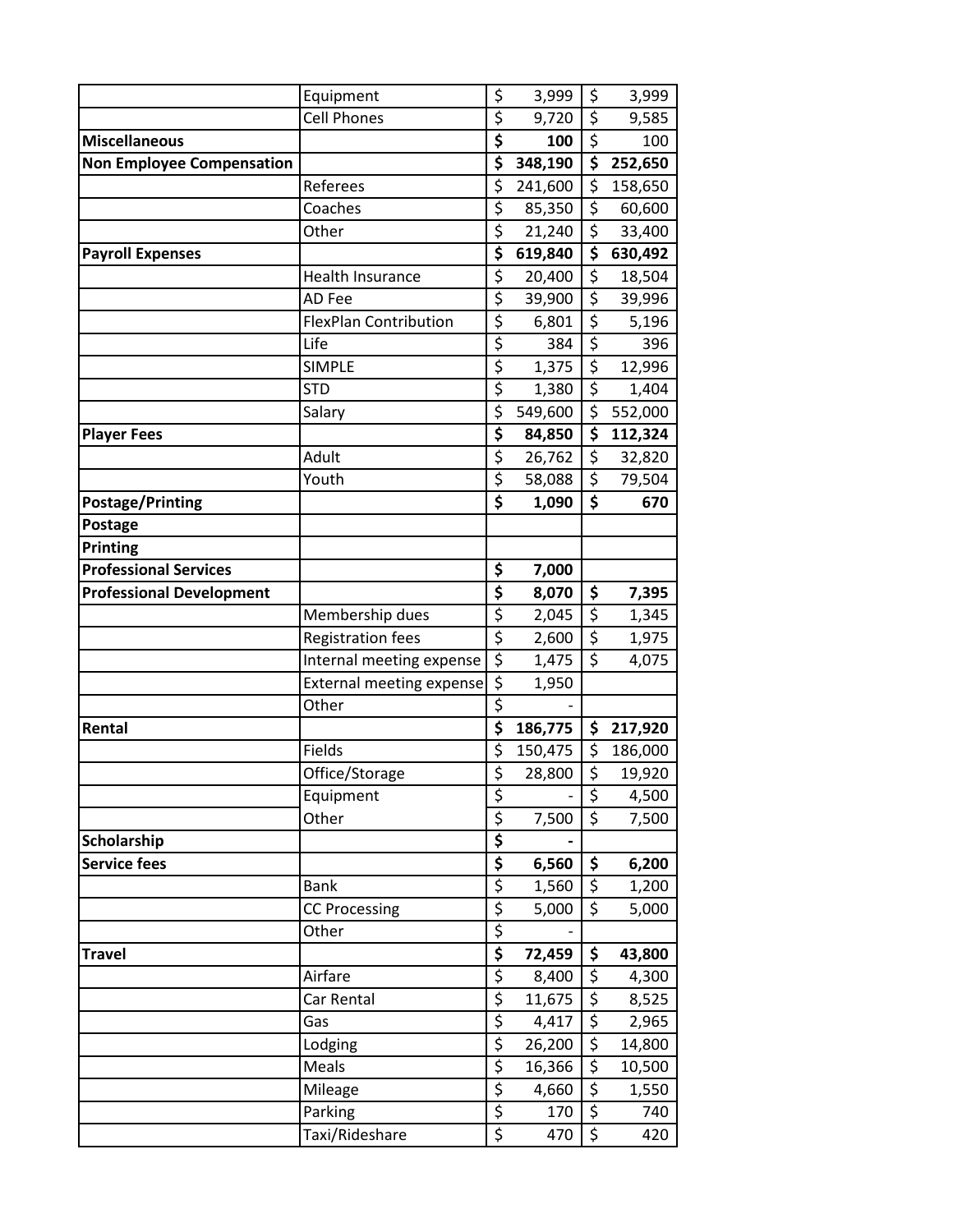| | | | |
|---|---|---|---|
| | Equipment | $ 3,999 | $ 3,999 |
| | Cell Phones | $ 9,720 | $ 9,585 |
| **Miscellaneous** | | **$ 100** | $ 100 |
| **Non Employee Compensation** | | **$ 348,190** | **$ 252,650** |
| | Referees | $ 241,600 | $ 158,650 |
| | Coaches | $ 85,350 | $ 60,600 |
| | Other | $ 21,240 | $ 33,400 |
| **Payroll Expenses** | | **$ 619,840** | **$ 630,492** |
| | Health Insurance | $ 20,400 | $ 18,504 |
| | AD Fee | $ 39,900 | $ 39,996 |
| | FlexPlan Contribution | $ 6,801 | $ 5,196 |
| | Life | $ 384 | $ 396 |
| | SIMPLE | $ 1,375 | $ 12,996 |
| | STD | $ 1,380 | $ 1,404 |
| | Salary | $ 549,600 | $ 552,000 |
| **Player Fees** | | **$ 84,850** | **$ 112,324** |
| | Adult | $ 26,762 | $ 32,820 |
| | Youth | $ 58,088 | $ 79,504 |
| **Postage/Printing** | | **$ 1,090** | **$ 670** |
| **Postage** | | | |
| **Printing** | | | |
| **Professional Services** | | **$ 7,000** | |
| **Professional Development** | | **$ 8,070** | **$ 7,395** |
| | Membership dues | $ 2,045 | $ 1,345 |
| | Registration fees | $ 2,600 | $ 1,975 |
| | Internal meeting expense | $ 1,475 | $ 4,075 |
| | External meeting expense | $ 1,950 | |
| | Other | $ - | |
| **Rental** | | **$ 186,775** | **$ 217,920** |
| | Fields | $ 150,475 | $ 186,000 |
| | Office/Storage | $ 28,800 | $ 19,920 |
| | Equipment | $ - | $ 4,500 |
| | Other | $ 7,500 | $ 7,500 |
| **Scholarship** | | **$ -** | |
| **Service fees** | | **$ 6,560** | **$ 6,200** |
| | Bank | $ 1,560 | $ 1,200 |
| | CC Processing | $ 5,000 | $ 5,000 |
| | Other | $ - | |
| **Travel** | | **$ 72,459** | **$ 43,800** |
| | Airfare | $ 8,400 | $ 4,300 |
| | Car Rental | $ 11,675 | $ 8,525 |
| | Gas | $ 4,417 | $ 2,965 |
| | Lodging | $ 26,200 | $ 14,800 |
| | Meals | $ 16,366 | $ 10,500 |
| | Mileage | $ 4,660 | $ 1,550 |
| | Parking | $ 170 | $ 740 |
| | Taxi/Rideshare | $ 470 | $ 420 |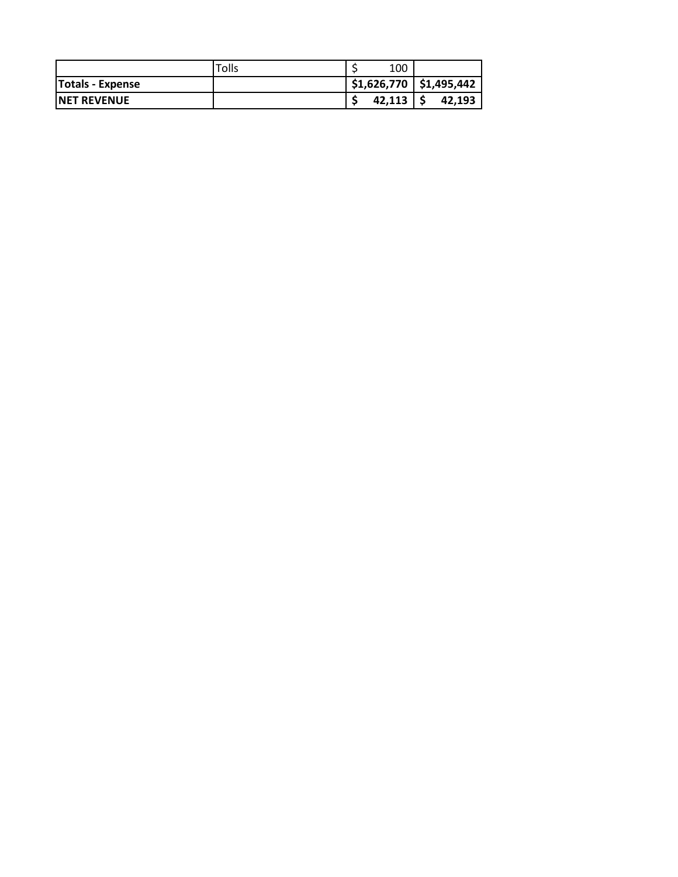| | | | |
|---|---|---|---|
| | Tolls | $ 100 | |
| **Totals - Expense** | | **$1,626,770** | **$1,495,442** |
| **NET REVENUE** | | **$ 42,113** | **$ 42,193** |